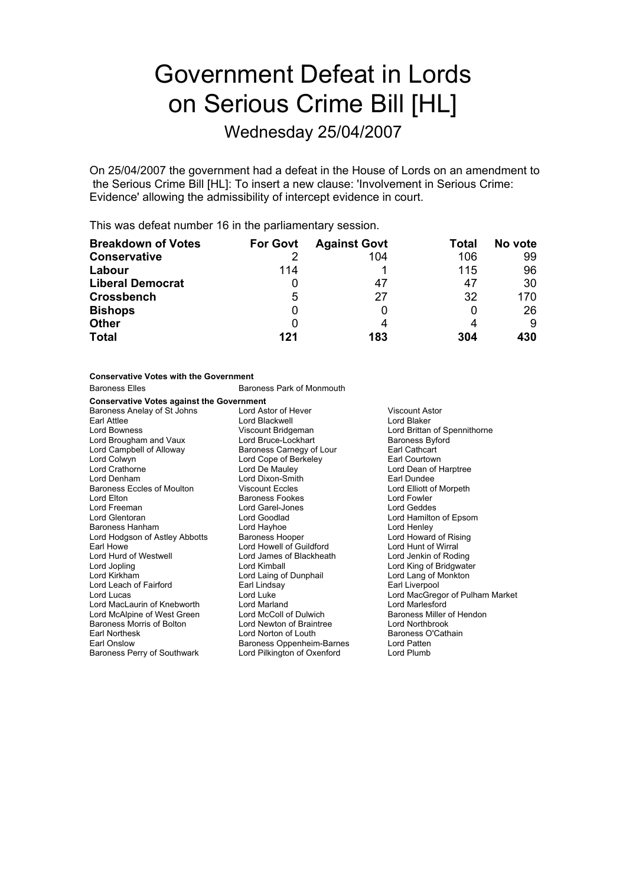# Government Defeat in Lords on Serious Crime Bill [HL]

## Wednesday 25/04/2007

On 25/04/2007 the government had a defeat in the House of Lords on an amendment to the Serious Crime Bill [HL]: To insert a new clause: 'Involvement in Serious Crime: Evidence' allowing the admissibility of intercept evidence in court.

This was defeat number 16 in the parliamentary session.

| Breakdown of Votes | For Govt | Against Govt | Total | No vote |
|---|---|---|---|---|
| **Conservative** | 2 | 104 | 106 | 99 |
| **Labour** | 114 | 1 | 115 | 96 |
| **Liberal Democrat** | 0 | 47 | 47 | 30 |
| **Crossbench** | 5 | 27 | 32 | 170 |
| **Bishops** | 0 | 0 | 0 | 26 |
| **Other** | 0 | 4 | 4 | 9 |
| **Total** | **121** | **183** | **304** | **430** |

**Conservative Votes with the Government**

Baroness Elles
Baroness Park of Monmouth

**Conservative Votes against the Government**

Baroness Anelay of St Johns
Lord Astor of Hever
Viscount Astor
Earl Attlee
Lord Blackwell
Lord Blaker
Lord Bowness
Viscount Bridgeman
Lord Brittan of Spennithorne
Lord Brougham and Vaux
Lord Bruce-Lockhart
Baroness Byford
Lord Campbell of Alloway
Baroness Carnegy of Lour
Earl Cathcart
Lord Colwyn
Lord Cope of Berkeley
Earl Courtown
Lord Crathorne
Lord De Mauley
Lord Dean of Harptree
Lord Denham
Lord Dixon-Smith
Earl Dundee
Baroness Eccles of Moulton
Viscount Eccles
Lord Elliott of Morpeth
Lord Elton
Baroness Fookes
Lord Fowler
Lord Freeman
Lord Garel-Jones
Lord Geddes
Lord Glentoran
Lord Goodlad
Lord Hamilton of Epsom
Baroness Hanham
Lord Hayhoe
Lord Henley
Lord Hodgson of Astley Abbotts
Baroness Hooper
Lord Howard of Rising
Earl Howe
Lord Howell of Guildford
Lord Hunt of Wirral
Lord Hurd of Westwell
Lord James of Blackheath
Lord Jenkin of Roding
Lord Jopling
Lord Kimball
Lord King of Bridgwater
Lord Kirkham
Lord Laing of Dunphail
Lord Lang of Monkton
Lord Leach of Fairford
Earl Lindsay
Earl Liverpool
Lord Lucas
Lord Luke
Lord MacGregor of Pulham Market
Lord MacLaurin of Knebworth
Lord Marland
Lord Marlesford
Lord McAlpine of West Green
Lord McColl of Dulwich
Baroness Miller of Hendon
Baroness Morris of Bolton
Lord Newton of Braintree
Lord Northbrook
Earl Northesk
Lord Norton of Louth
Baroness O'Cathain
Earl Onslow
Baroness Oppenheim-Barnes
Lord Patten
Baroness Perry of Southwark
Lord Pilkington of Oxenford
Lord Plumb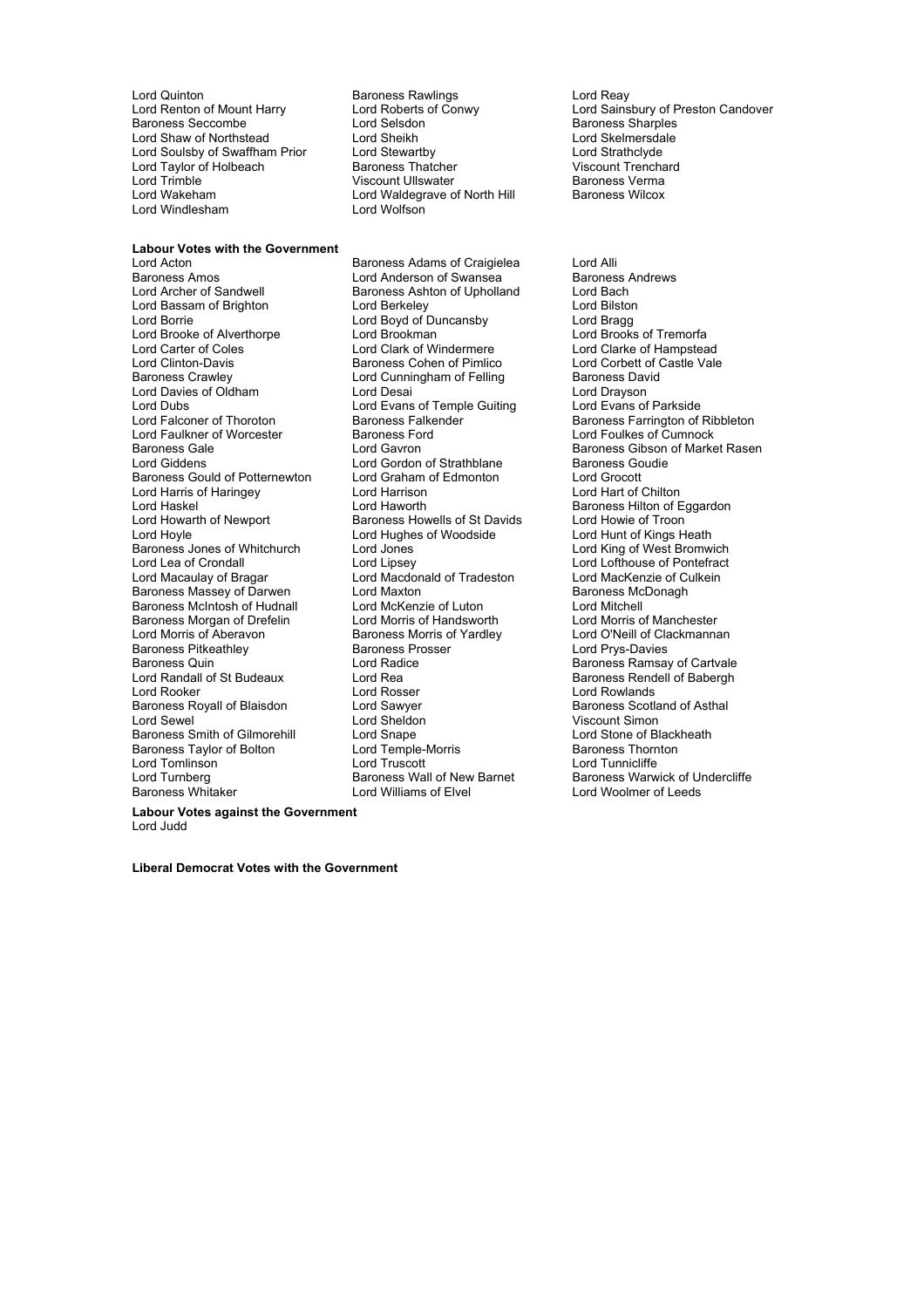Lord Quinton
Lord Renton of Mount Harry
Baroness Seccombe
Lord Shaw of Northstead
Lord Soulsby of Swaffham Prior
Lord Taylor of Holbeach
Lord Trimble
Lord Wakeham
Lord Windlesham
Baroness Rawlings
Lord Roberts of Conwy
Lord Selsdon
Lord Sheikh
Lord Stewartby
Baroness Thatcher
Viscount Ullswater
Lord Waldegrave of North Hill
Lord Wolfson
Lord Reay
Lord Sainsbury of Preston Candover
Baroness Sharples
Lord Skelmersdale
Lord Strathclyde
Viscount Trenchard
Baroness Verma
Baroness Wilcox

**Labour Votes with the Government**

Lord Acton
Baroness Amos
Lord Archer of Sandwell
Lord Bassam of Brighton
Lord Borrie
Lord Brooke of Alverthorpe
Lord Carter of Coles
Lord Clinton-Davis
Baroness Crawley
Lord Davies of Oldham
Lord Dubs
Lord Falconer of Thoroton
Lord Faulkner of Worcester
Baroness Gale
Lord Giddens
Baroness Gould of Potternewton
Lord Harris of Haringey
Lord Haskel
Lord Howarth of Newport
Lord Hoyle
Baroness Jones of Whitchurch
Lord Lea of Crondall
Lord Macaulay of Bragar
Baroness Massey of Darwen
Baroness McIntosh of Hudnall
Baroness Morgan of Drefelin
Lord Morris of Aberavon
Baroness Pitkeathley
Baroness Quin
Lord Randall of St Budeaux
Lord Rooker
Baroness Royall of Blaisdon
Lord Sewel
Baroness Smith of Gilmorehill
Baroness Taylor of Bolton
Lord Tomlinson
Lord Turnberg
Baroness Whitaker
Baroness Adams of Craigielea
Lord Anderson of Swansea
Baroness Ashton of Upholland
Lord Berkeley
Lord Boyd of Duncansby
Lord Brookman
Lord Clark of Windermere
Baroness Cohen of Pimlico
Lord Cunningham of Felling
Lord Desai
Lord Evans of Temple Guiting
Baroness Falkender
Baroness Ford
Lord Gavron
Lord Gordon of Strathblane
Lord Graham of Edmonton
Lord Harrison
Lord Haworth
Baroness Howells of St Davids
Lord Hughes of Woodside
Lord Jones
Lord Lipsey
Lord Macdonald of Tradeston
Lord Maxton
Lord McKenzie of Luton
Lord Morris of Handsworth
Baroness Morris of Yardley
Baroness Prosser
Lord Radice
Lord Rea
Lord Rosser
Lord Sawyer
Lord Sheldon
Lord Snape
Lord Temple-Morris
Lord Truscott
Baroness Wall of New Barnet
Lord Williams of Elvel
Lord Alli
Baroness Andrews
Lord Bach
Lord Bilston
Lord Bragg
Lord Brooks of Tremorfa
Lord Clarke of Hampstead
Lord Corbett of Castle Vale
Baroness David
Lord Drayson
Lord Evans of Parkside
Baroness Farrington of Ribbleton
Lord Foulkes of Cumnock
Baroness Gibson of Market Rasen
Baroness Goudie
Lord Grocott
Lord Hart of Chilton
Baroness Hilton of Eggardon
Lord Howie of Troon
Lord Hunt of Kings Heath
Lord King of West Bromwich
Lord Lofthouse of Pontefract
Lord MacKenzie of Culkein
Baroness McDonagh
Lord Mitchell
Lord Morris of Manchester
Lord O'Neill of Clackmannan
Lord Prys-Davies
Baroness Ramsay of Cartvale
Baroness Rendell of Babergh
Lord Rowlands
Baroness Scotland of Asthal
Viscount Simon
Lord Stone of Blackheath
Baroness Thornton
Lord Tunnicliffe
Baroness Warwick of Undercliffe
Lord Woolmer of Leeds

**Labour Votes against the Government**

Lord Judd

**Liberal Democrat Votes with the Government**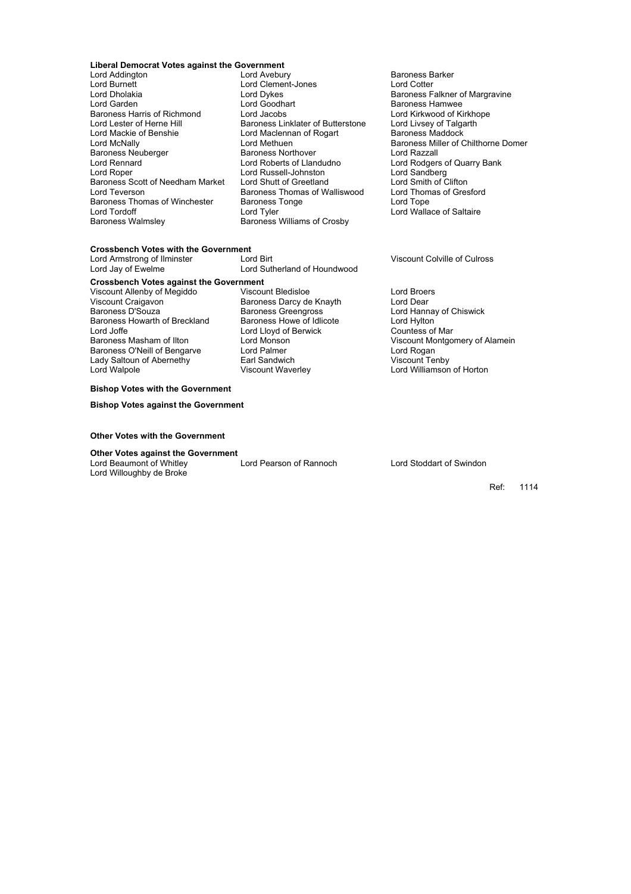**Liberal Democrat Votes against the Government**

Lord Addington, Lord Avebury, Baroness Barker, Lord Burnett, Lord Clement-Jones, Lord Cotter, Lord Dholakia, Lord Dykes, Baroness Falkner of Margravine, Lord Garden, Lord Goodhart, Baroness Hamwee, Baroness Harris of Richmond, Lord Jacobs, Lord Kirkwood of Kirkhope, Lord Lester of Herne Hill, Baroness Linklater of Butterstone, Lord Livsey of Talgarth, Lord Mackie of Benshie, Lord Maclennan of Rogart, Baroness Maddock, Lord McNally, Lord Methuen, Baroness Miller of Chilthorne Domer, Baroness Neuberger, Baroness Northover, Lord Razzall, Lord Rennard, Lord Roberts of Llandudno, Lord Rodgers of Quarry Bank, Lord Roper, Lord Russell-Johnston, Lord Sandberg, Baroness Scott of Needham Market, Lord Shutt of Greetland, Lord Smith of Clifton, Lord Teverson, Baroness Thomas of Walliswood, Lord Thomas of Gresford, Baroness Thomas of Winchester, Baroness Tonge, Lord Tope, Lord Tordoff, Lord Tyler, Lord Wallace of Saltaire, Baroness Walmsley, Baroness Williams of Crosby

**Crossbench Votes with the Government**

Lord Armstrong of Ilminster, Lord Birt, Viscount Colville of Culross, Lord Jay of Ewelme, Lord Sutherland of Houndwood

**Crossbench Votes against the Government**

Viscount Allenby of Megiddo, Viscount Bledisloe, Lord Broers, Viscount Craigavon, Baroness Darcy de Knayth, Lord Dear, Baroness D'Souza, Baroness Greengross, Lord Hannay of Chiswick, Baroness Howarth of Breckland, Baroness Howe of Idlicote, Lord Hylton, Lord Joffe, Lord Lloyd of Berwick, Countess of Mar, Baroness Masham of Ilton, Lord Monson, Viscount Montgomery of Alamein, Baroness O'Neill of Bengarve, Lord Palmer, Lord Rogan, Lady Saltoun of Abernethy, Earl Sandwich, Viscount Tenby, Lord Walpole, Viscount Waverley, Lord Williamson of Horton

**Bishop Votes with the Government**

**Bishop Votes against the Government**

**Other Votes with the Government**

**Other Votes against the Government**

Lord Beaumont of Whitley, Lord Pearson of Rannoch, Lord Stoddart of Swindon, Lord Willoughby de Broke

Ref: 1114